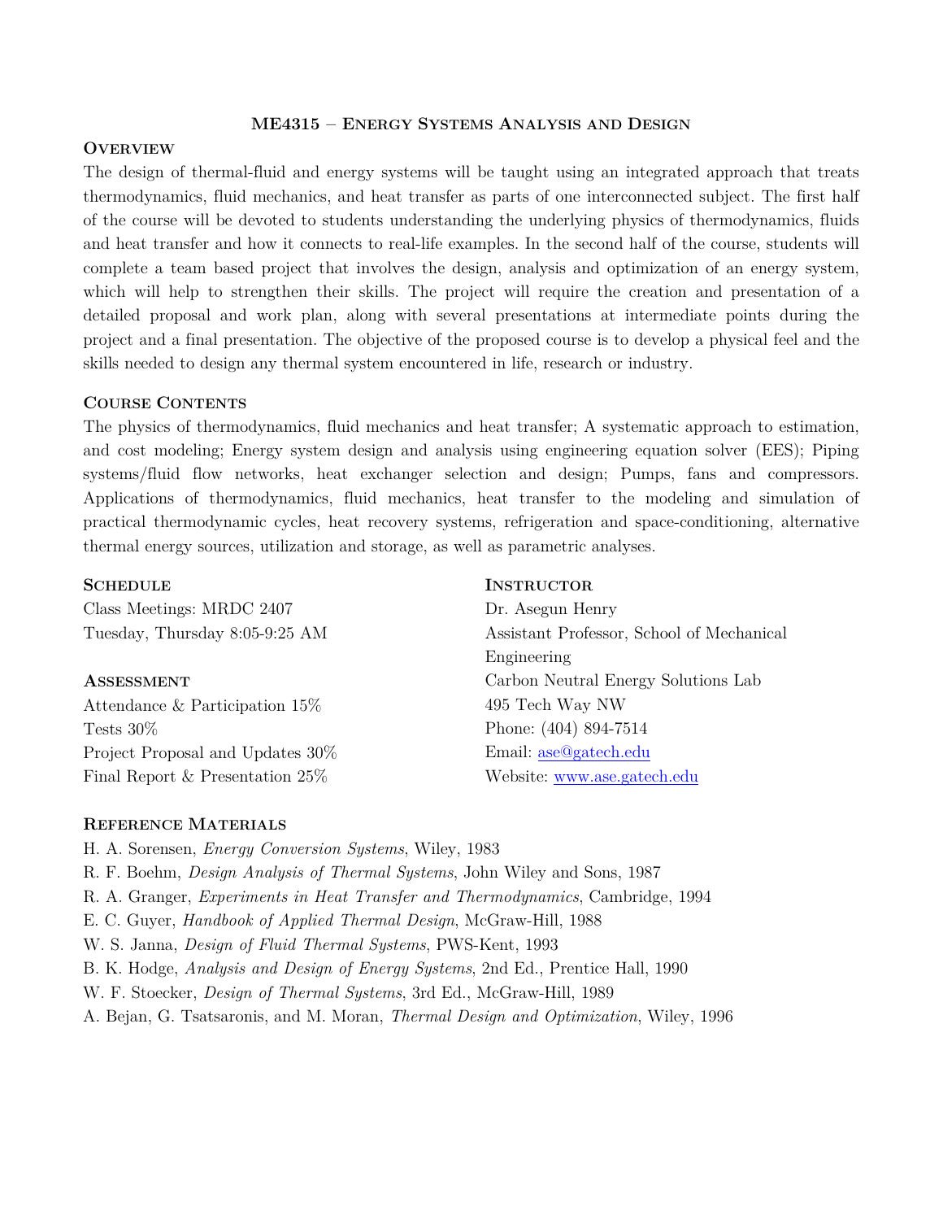# ME4315 – Energy Systems Analysis and Design

## Overview

The design of thermal-fluid and energy systems will be taught using an integrated approach that treats thermodynamics, fluid mechanics, and heat transfer as parts of one interconnected subject. The first half of the course will be devoted to students understanding the underlying physics of thermodynamics, fluids and heat transfer and how it connects to real-life examples. In the second half of the course, students will complete a team based project that involves the design, analysis and optimization of an energy system, which will help to strengthen their skills. The project will require the creation and presentation of a detailed proposal and work plan, along with several presentations at intermediate points during the project and a final presentation. The objective of the proposed course is to develop a physical feel and the skills needed to design any thermal system encountered in life, research or industry.

## Course Contents

The physics of thermodynamics, fluid mechanics and heat transfer; A systematic approach to estimation, and cost modeling; Energy system design and analysis using engineering equation solver (EES); Piping systems/fluid flow networks, heat exchanger selection and design; Pumps, fans and compressors. Applications of thermodynamics, fluid mechanics, heat transfer to the modeling and simulation of practical thermodynamic cycles, heat recovery systems, refrigeration and space-conditioning, alternative thermal energy sources, utilization and storage, as well as parametric analyses.

## Schedule

Class Meetings: MRDC 2407
Tuesday, Thursday 8:05-9:25 AM

## Assessment

Attendance & Participation 15%
Tests 30%
Project Proposal and Updates 30%
Final Report & Presentation 25%

## Instructor

Dr. Asegun Henry
Assistant Professor, School of Mechanical Engineering
Carbon Neutral Energy Solutions Lab
495 Tech Way NW
Phone: (404) 894-7514
Email: ase@gatech.edu
Website: www.ase.gatech.edu

## Reference Materials

H. A. Sorensen, *Energy Conversion Systems*, Wiley, 1983
R. F. Boehm, *Design Analysis of Thermal Systems*, John Wiley and Sons, 1987
R. A. Granger, *Experiments in Heat Transfer and Thermodynamics*, Cambridge, 1994
E. C. Guyer, *Handbook of Applied Thermal Design*, McGraw-Hill, 1988
W. S. Janna, *Design of Fluid Thermal Systems*, PWS-Kent, 1993
B. K. Hodge, *Analysis and Design of Energy Systems*, 2nd Ed., Prentice Hall, 1990
W. F. Stoecker, *Design of Thermal Systems*, 3rd Ed., McGraw-Hill, 1989
A. Bejan, G. Tsatsaronis, and M. Moran, *Thermal Design and Optimization*, Wiley, 1996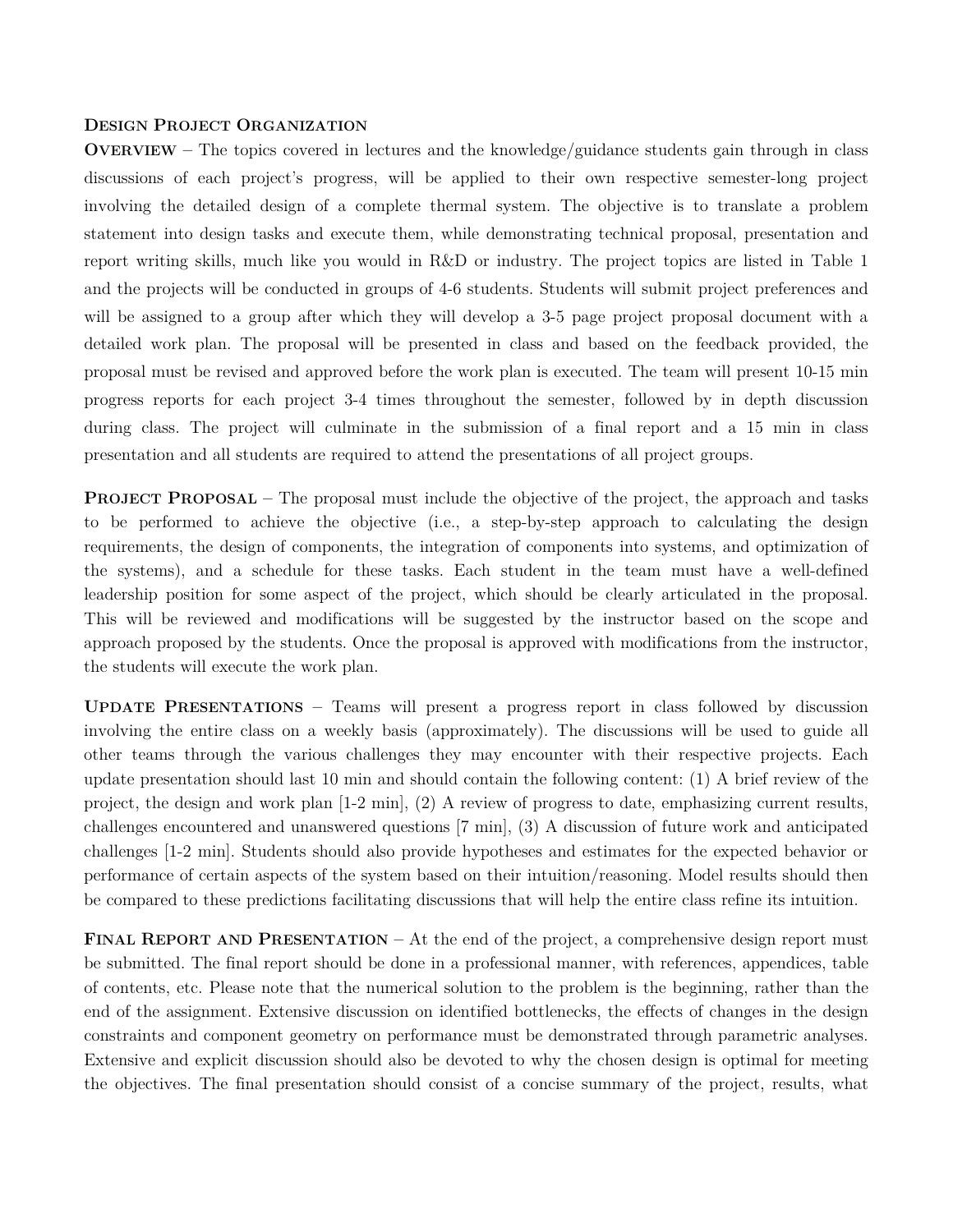## Design Project Organization

**Overview** – The topics covered in lectures and the knowledge/guidance students gain through in class discussions of each project's progress, will be applied to their own respective semester-long project involving the detailed design of a complete thermal system. The objective is to translate a problem statement into design tasks and execute them, while demonstrating technical proposal, presentation and report writing skills, much like you would in R&D or industry. The project topics are listed in Table 1 and the projects will be conducted in groups of 4-6 students. Students will submit project preferences and will be assigned to a group after which they will develop a 3-5 page project proposal document with a detailed work plan. The proposal will be presented in class and based on the feedback provided, the proposal must be revised and approved before the work plan is executed. The team will present 10-15 min progress reports for each project 3-4 times throughout the semester, followed by in depth discussion during class. The project will culminate in the submission of a final report and a 15 min in class presentation and all students are required to attend the presentations of all project groups.

**Project Proposal** – The proposal must include the objective of the project, the approach and tasks to be performed to achieve the objective (i.e., a step-by-step approach to calculating the design requirements, the design of components, the integration of components into systems, and optimization of the systems), and a schedule for these tasks. Each student in the team must have a well-defined leadership position for some aspect of the project, which should be clearly articulated in the proposal. This will be reviewed and modifications will be suggested by the instructor based on the scope and approach proposed by the students. Once the proposal is approved with modifications from the instructor, the students will execute the work plan.

**Update Presentations** – Teams will present a progress report in class followed by discussion involving the entire class on a weekly basis (approximately). The discussions will be used to guide all other teams through the various challenges they may encounter with their respective projects. Each update presentation should last 10 min and should contain the following content: (1) A brief review of the project, the design and work plan [1-2 min], (2) A review of progress to date, emphasizing current results, challenges encountered and unanswered questions [7 min], (3) A discussion of future work and anticipated challenges [1-2 min]. Students should also provide hypotheses and estimates for the expected behavior or performance of certain aspects of the system based on their intuition/reasoning. Model results should then be compared to these predictions facilitating discussions that will help the entire class refine its intuition.

**Final Report and Presentation** – At the end of the project, a comprehensive design report must be submitted. The final report should be done in a professional manner, with references, appendices, table of contents, etc. Please note that the numerical solution to the problem is the beginning, rather than the end of the assignment. Extensive discussion on identified bottlenecks, the effects of changes in the design constraints and component geometry on performance must be demonstrated through parametric analyses. Extensive and explicit discussion should also be devoted to why the chosen design is optimal for meeting the objectives. The final presentation should consist of a concise summary of the project, results, what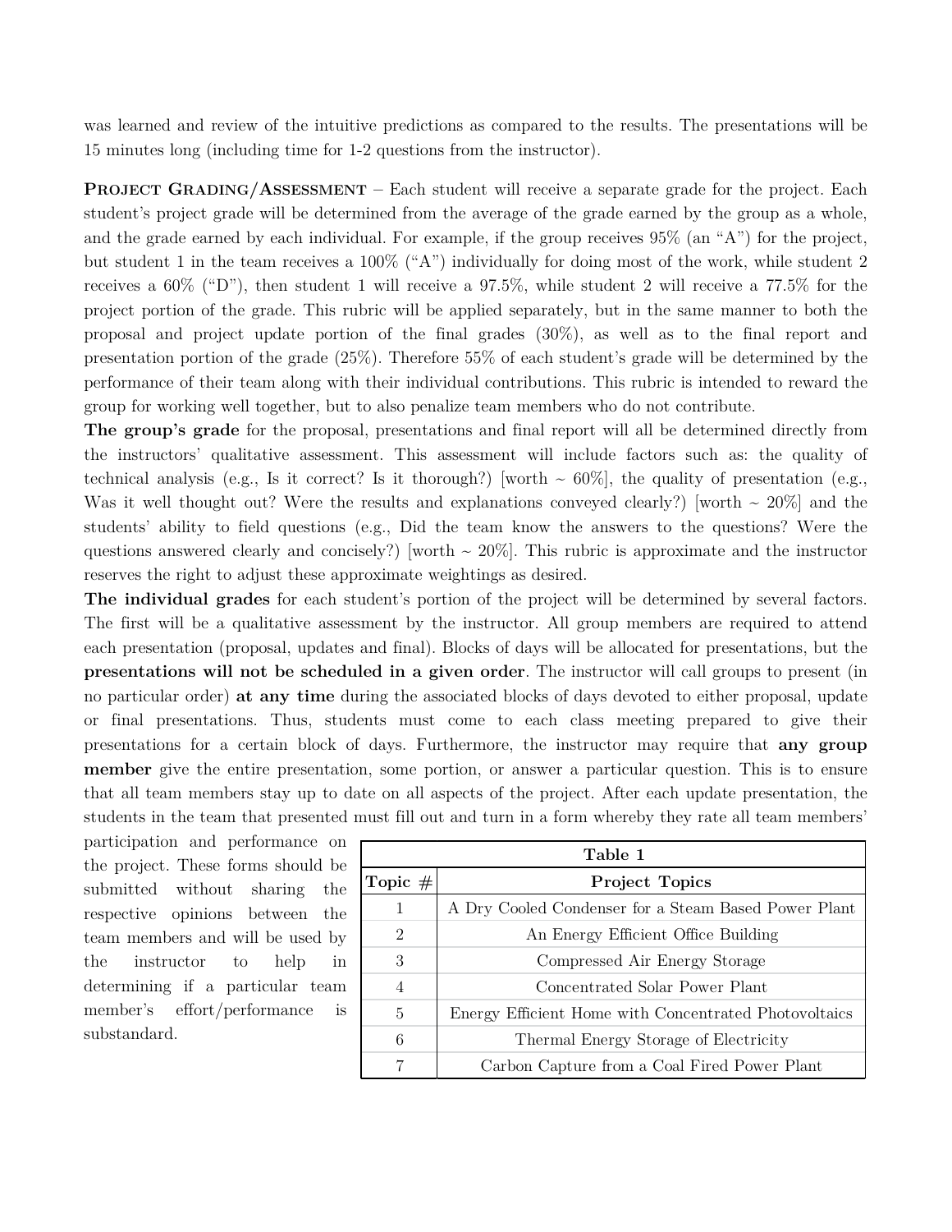was learned and review of the intuitive predictions as compared to the results. The presentations will be 15 minutes long (including time for 1-2 questions from the instructor).

**PROJECT GRADING/ASSESSMENT** – Each student will receive a separate grade for the project. Each student's project grade will be determined from the average of the grade earned by the group as a whole, and the grade earned by each individual. For example, if the group receives 95% (an "A") for the project, but student 1 in the team receives a 100% ("A") individually for doing most of the work, while student 2 receives a 60% ("D"), then student 1 will receive a 97.5%, while student 2 will receive a 77.5% for the project portion of the grade. This rubric will be applied separately, but in the same manner to both the proposal and project update portion of the final grades (30%), as well as to the final report and presentation portion of the grade (25%). Therefore 55% of each student's grade will be determined by the performance of their team along with their individual contributions. This rubric is intended to reward the group for working well together, but to also penalize team members who do not contribute.

**The group's grade** for the proposal, presentations and final report will all be determined directly from the instructors' qualitative assessment. This assessment will include factors such as: the quality of technical analysis (e.g., Is it correct? Is it thorough?) [worth ~ 60%], the quality of presentation (e.g., Was it well thought out? Were the results and explanations conveyed clearly?) [worth ~ 20%] and the students' ability to field questions (e.g., Did the team know the answers to the questions? Were the questions answered clearly and concisely?) [worth ~ 20%]. This rubric is approximate and the instructor reserves the right to adjust these approximate weightings as desired.

**The individual grades** for each student's portion of the project will be determined by several factors. The first will be a qualitative assessment by the instructor. All group members are required to attend each presentation (proposal, updates and final). Blocks of days will be allocated for presentations, but the **presentations will not be scheduled in a given order**. The instructor will call groups to present (in no particular order) **at any time** during the associated blocks of days devoted to either proposal, update or final presentations. Thus, students must come to each class meeting prepared to give their presentations for a certain block of days. Furthermore, the instructor may require that **any group member** give the entire presentation, some portion, or answer a particular question. This is to ensure that all team members stay up to date on all aspects of the project. After each update presentation, the students in the team that presented must fill out and turn in a form whereby they rate all team members' participation and performance on the project. These forms should be submitted without sharing the respective opinions between the team members and will be used by the instructor to help in determining if a particular team member's effort/performance is substandard.

**Table 1**

| Topic # | Project Topics |
|---|---|
| 1 | A Dry Cooled Condenser for a Steam Based Power Plant |
| 2 | An Energy Efficient Office Building |
| 3 | Compressed Air Energy Storage |
| 4 | Concentrated Solar Power Plant |
| 5 | Energy Efficient Home with Concentrated Photovoltaics |
| 6 | Thermal Energy Storage of Electricity |
| 7 | Carbon Capture from a Coal Fired Power Plant |